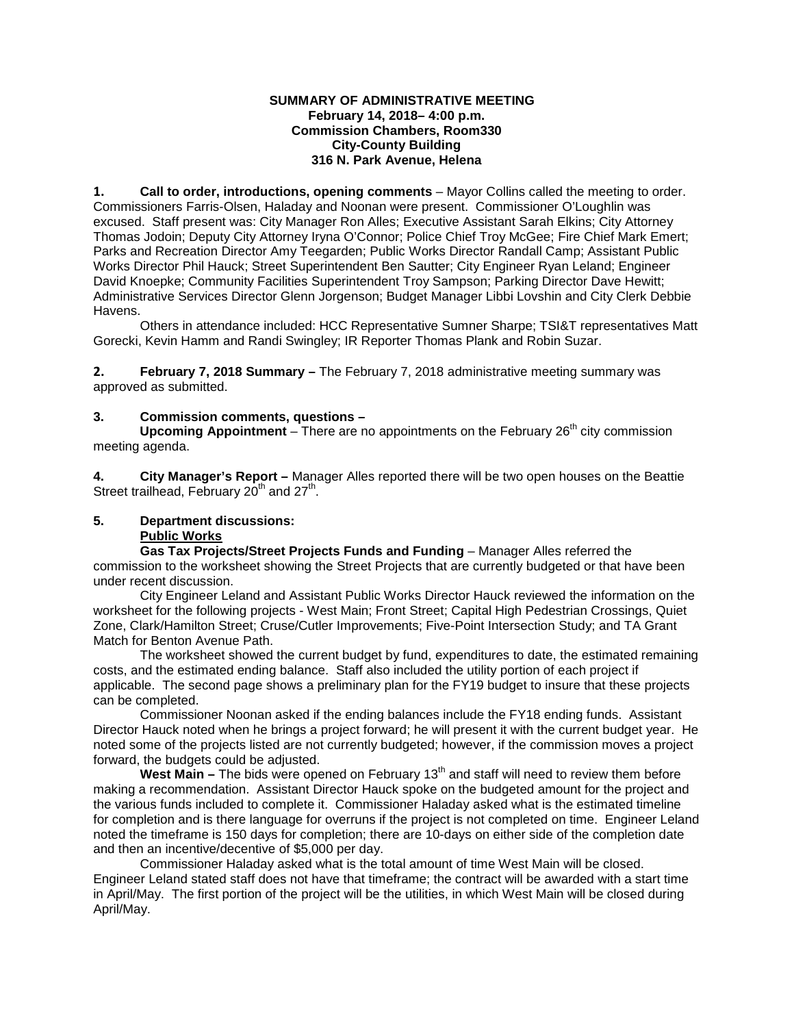**SUMMARY OF ADMINISTRATIVE MEETING**
**February 14, 2018– 4:00 p.m.**
**Commission Chambers, Room330**
**City-County Building**
**316 N. Park Avenue, Helena**

**1. Call to order, introductions, opening comments** – Mayor Collins called the meeting to order. Commissioners Farris-Olsen, Haladay and Noonan were present. Commissioner O'Loughlin was excused. Staff present was: City Manager Ron Alles; Executive Assistant Sarah Elkins; City Attorney Thomas Jodoin; Deputy City Attorney Iryna O'Connor; Police Chief Troy McGee; Fire Chief Mark Emert; Parks and Recreation Director Amy Teegarden; Public Works Director Randall Camp; Assistant Public Works Director Phil Hauck; Street Superintendent Ben Sautter; City Engineer Ryan Leland; Engineer David Knoepke; Community Facilities Superintendent Troy Sampson; Parking Director Dave Hewitt; Administrative Services Director Glenn Jorgenson; Budget Manager Libbi Lovshin and City Clerk Debbie Havens.

Others in attendance included: HCC Representative Sumner Sharpe; TSI&T representatives Matt Gorecki, Kevin Hamm and Randi Swingley; IR Reporter Thomas Plank and Robin Suzar.

**2. February 7, 2018 Summary –** The February 7, 2018 administrative meeting summary was approved as submitted.

**3. Commission comments, questions –**

**Upcoming Appointment** – There are no appointments on the February 26th city commission meeting agenda.

**4. City Manager's Report –** Manager Alles reported there will be two open houses on the Beattie Street trailhead, February 20th and 27th.

**5. Department discussions:**

**Public Works**

**Gas Tax Projects/Street Projects Funds and Funding** – Manager Alles referred the commission to the worksheet showing the Street Projects that are currently budgeted or that have been under recent discussion.

City Engineer Leland and Assistant Public Works Director Hauck reviewed the information on the worksheet for the following projects - West Main; Front Street; Capital High Pedestrian Crossings, Quiet Zone, Clark/Hamilton Street; Cruse/Cutler Improvements; Five-Point Intersection Study; and TA Grant Match for Benton Avenue Path.

The worksheet showed the current budget by fund, expenditures to date, the estimated remaining costs, and the estimated ending balance. Staff also included the utility portion of each project if applicable. The second page shows a preliminary plan for the FY19 budget to insure that these projects can be completed.

Commissioner Noonan asked if the ending balances include the FY18 ending funds. Assistant Director Hauck noted when he brings a project forward; he will present it with the current budget year. He noted some of the projects listed are not currently budgeted; however, if the commission moves a project forward, the budgets could be adjusted.

**West Main –** The bids were opened on February 13th and staff will need to review them before making a recommendation. Assistant Director Hauck spoke on the budgeted amount for the project and the various funds included to complete it. Commissioner Haladay asked what is the estimated timeline for completion and is there language for overruns if the project is not completed on time. Engineer Leland noted the timeframe is 150 days for completion; there are 10-days on either side of the completion date and then an incentive/decentive of $5,000 per day.

Commissioner Haladay asked what is the total amount of time West Main will be closed. Engineer Leland stated staff does not have that timeframe; the contract will be awarded with a start time in April/May. The first portion of the project will be the utilities, in which West Main will be closed during April/May.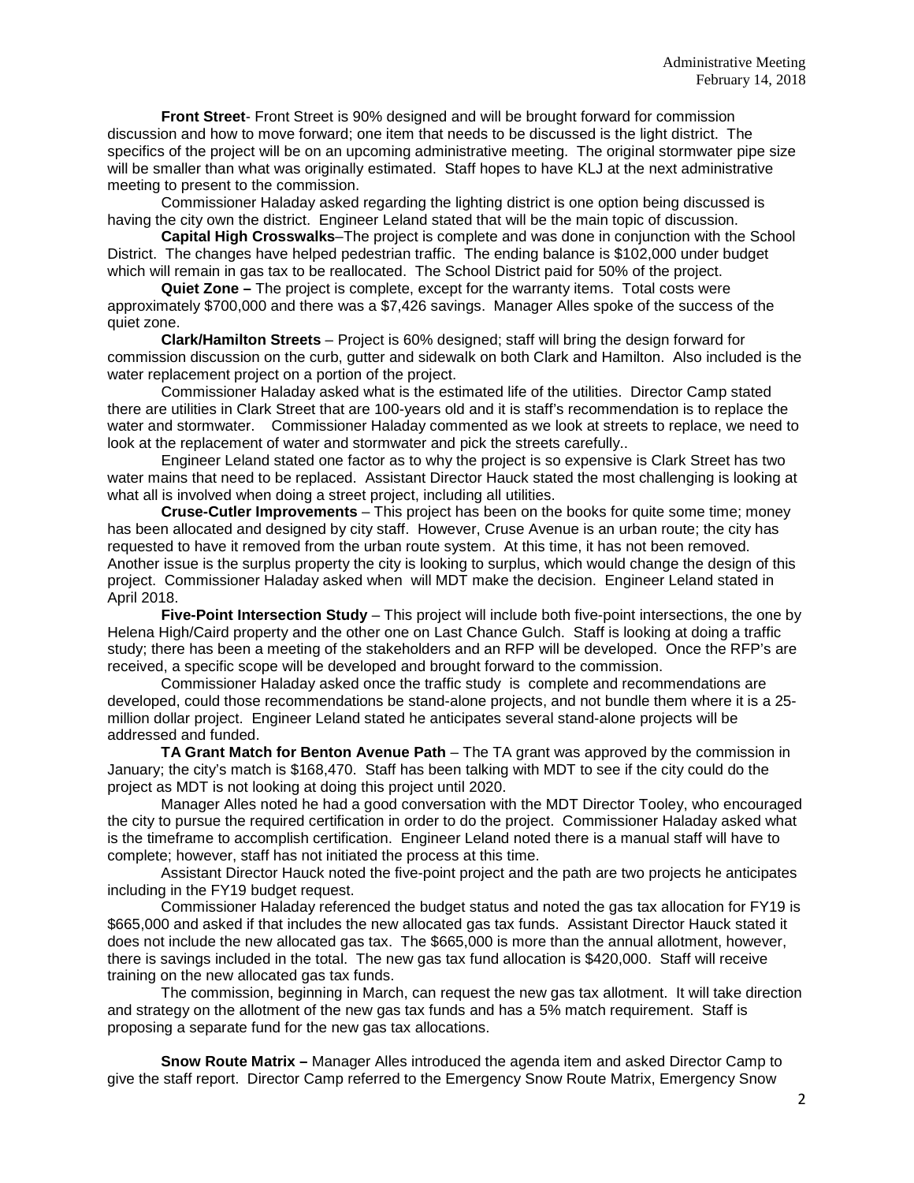**Front Street**- Front Street is 90% designed and will be brought forward for commission discussion and how to move forward; one item that needs to be discussed is the light district. The specifics of the project will be on an upcoming administrative meeting. The original stormwater pipe size will be smaller than what was originally estimated. Staff hopes to have KLJ at the next administrative meeting to present to the commission.

Commissioner Haladay asked regarding the lighting district is one option being discussed is having the city own the district. Engineer Leland stated that will be the main topic of discussion.

**Capital High Crosswalks**–The project is complete and was done in conjunction with the School District. The changes have helped pedestrian traffic. The ending balance is $102,000 under budget which will remain in gas tax to be reallocated. The School District paid for 50% of the project.

**Quiet Zone –** The project is complete, except for the warranty items. Total costs were approximately $700,000 and there was a $7,426 savings. Manager Alles spoke of the success of the quiet zone.

**Clark/Hamilton Streets** – Project is 60% designed; staff will bring the design forward for commission discussion on the curb, gutter and sidewalk on both Clark and Hamilton. Also included is the water replacement project on a portion of the project.

Commissioner Haladay asked what is the estimated life of the utilities. Director Camp stated there are utilities in Clark Street that are 100-years old and it is staff's recommendation is to replace the water and stormwater. Commissioner Haladay commented as we look at streets to replace, we need to look at the replacement of water and stormwater and pick the streets carefully..

Engineer Leland stated one factor as to why the project is so expensive is Clark Street has two water mains that need to be replaced. Assistant Director Hauck stated the most challenging is looking at what all is involved when doing a street project, including all utilities.

**Cruse-Cutler Improvements** – This project has been on the books for quite some time; money has been allocated and designed by city staff. However, Cruse Avenue is an urban route; the city has requested to have it removed from the urban route system. At this time, it has not been removed. Another issue is the surplus property the city is looking to surplus, which would change the design of this project. Commissioner Haladay asked when will MDT make the decision. Engineer Leland stated in April 2018.

**Five-Point Intersection Study** – This project will include both five-point intersections, the one by Helena High/Caird property and the other one on Last Chance Gulch. Staff is looking at doing a traffic study; there has been a meeting of the stakeholders and an RFP will be developed. Once the RFP's are received, a specific scope will be developed and brought forward to the commission.

Commissioner Haladay asked once the traffic study is complete and recommendations are developed, could those recommendations be stand-alone projects, and not bundle them where it is a 25-million dollar project. Engineer Leland stated he anticipates several stand-alone projects will be addressed and funded.

**TA Grant Match for Benton Avenue Path** – The TA grant was approved by the commission in January; the city's match is $168,470. Staff has been talking with MDT to see if the city could do the project as MDT is not looking at doing this project until 2020.

Manager Alles noted he had a good conversation with the MDT Director Tooley, who encouraged the city to pursue the required certification in order to do the project. Commissioner Haladay asked what is the timeframe to accomplish certification. Engineer Leland noted there is a manual staff will have to complete; however, staff has not initiated the process at this time.

Assistant Director Hauck noted the five-point project and the path are two projects he anticipates including in the FY19 budget request.

Commissioner Haladay referenced the budget status and noted the gas tax allocation for FY19 is $665,000 and asked if that includes the new allocated gas tax funds. Assistant Director Hauck stated it does not include the new allocated gas tax. The $665,000 is more than the annual allotment, however, there is savings included in the total. The new gas tax fund allocation is $420,000. Staff will receive training on the new allocated gas tax funds.

The commission, beginning in March, can request the new gas tax allotment. It will take direction and strategy on the allotment of the new gas tax funds and has a 5% match requirement. Staff is proposing a separate fund for the new gas tax allocations.

**Snow Route Matrix –** Manager Alles introduced the agenda item and asked Director Camp to give the staff report. Director Camp referred to the Emergency Snow Route Matrix, Emergency Snow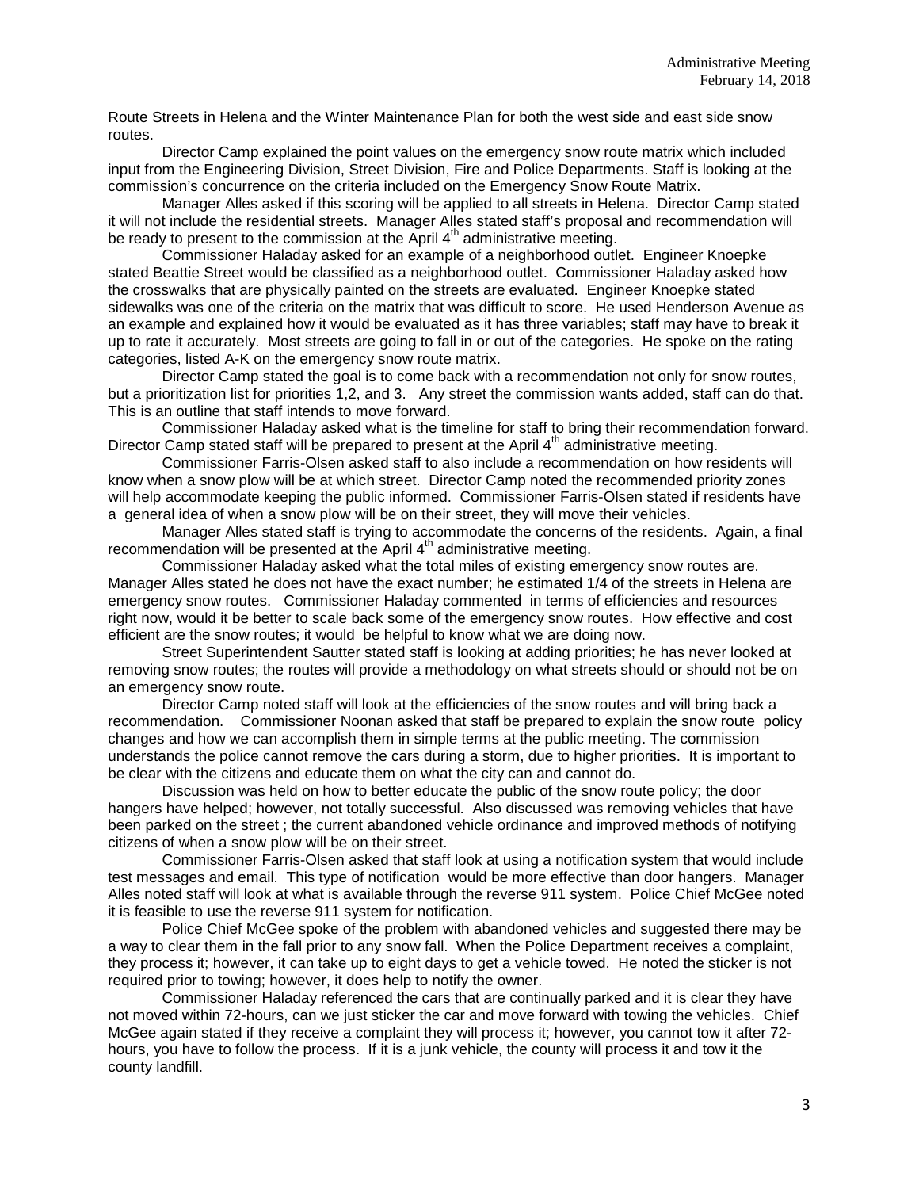Route Streets in Helena and the Winter Maintenance Plan for both the west side and east side snow routes.

Director Camp explained the point values on the emergency snow route matrix which included input from the Engineering Division, Street Division, Fire and Police Departments. Staff is looking at the commission's concurrence on the criteria included on the Emergency Snow Route Matrix.

Manager Alles asked if this scoring will be applied to all streets in Helena. Director Camp stated it will not include the residential streets. Manager Alles stated staff's proposal and recommendation will be ready to present to the commission at the April 4th administrative meeting.

Commissioner Haladay asked for an example of a neighborhood outlet. Engineer Knoepke stated Beattie Street would be classified as a neighborhood outlet. Commissioner Haladay asked how the crosswalks that are physically painted on the streets are evaluated. Engineer Knoepke stated sidewalks was one of the criteria on the matrix that was difficult to score. He used Henderson Avenue as an example and explained how it would be evaluated as it has three variables; staff may have to break it up to rate it accurately. Most streets are going to fall in or out of the categories. He spoke on the rating categories, listed A-K on the emergency snow route matrix.

Director Camp stated the goal is to come back with a recommendation not only for snow routes, but a prioritization list for priorities 1,2, and 3. Any street the commission wants added, staff can do that. This is an outline that staff intends to move forward.

Commissioner Haladay asked what is the timeline for staff to bring their recommendation forward. Director Camp stated staff will be prepared to present at the April 4th administrative meeting.

Commissioner Farris-Olsen asked staff to also include a recommendation on how residents will know when a snow plow will be at which street. Director Camp noted the recommended priority zones will help accommodate keeping the public informed. Commissioner Farris-Olsen stated if residents have a general idea of when a snow plow will be on their street, they will move their vehicles.

Manager Alles stated staff is trying to accommodate the concerns of the residents. Again, a final recommendation will be presented at the April 4th administrative meeting.

Commissioner Haladay asked what the total miles of existing emergency snow routes are. Manager Alles stated he does not have the exact number; he estimated 1/4 of the streets in Helena are emergency snow routes. Commissioner Haladay commented in terms of efficiencies and resources right now, would it be better to scale back some of the emergency snow routes. How effective and cost efficient are the snow routes; it would be helpful to know what we are doing now.

Street Superintendent Sautter stated staff is looking at adding priorities; he has never looked at removing snow routes; the routes will provide a methodology on what streets should or should not be on an emergency snow route.

Director Camp noted staff will look at the efficiencies of the snow routes and will bring back a recommendation. Commissioner Noonan asked that staff be prepared to explain the snow route policy changes and how we can accomplish them in simple terms at the public meeting. The commission understands the police cannot remove the cars during a storm, due to higher priorities. It is important to be clear with the citizens and educate them on what the city can and cannot do.

Discussion was held on how to better educate the public of the snow route policy; the door hangers have helped; however, not totally successful. Also discussed was removing vehicles that have been parked on the street ; the current abandoned vehicle ordinance and improved methods of notifying citizens of when a snow plow will be on their street.

Commissioner Farris-Olsen asked that staff look at using a notification system that would include test messages and email. This type of notification would be more effective than door hangers. Manager Alles noted staff will look at what is available through the reverse 911 system. Police Chief McGee noted it is feasible to use the reverse 911 system for notification.

Police Chief McGee spoke of the problem with abandoned vehicles and suggested there may be a way to clear them in the fall prior to any snow fall. When the Police Department receives a complaint, they process it; however, it can take up to eight days to get a vehicle towed. He noted the sticker is not required prior to towing; however, it does help to notify the owner.

Commissioner Haladay referenced the cars that are continually parked and it is clear they have not moved within 72-hours, can we just sticker the car and move forward with towing the vehicles. Chief McGee again stated if they receive a complaint they will process it; however, you cannot tow it after 72-hours, you have to follow the process. If it is a junk vehicle, the county will process it and tow it the county landfill.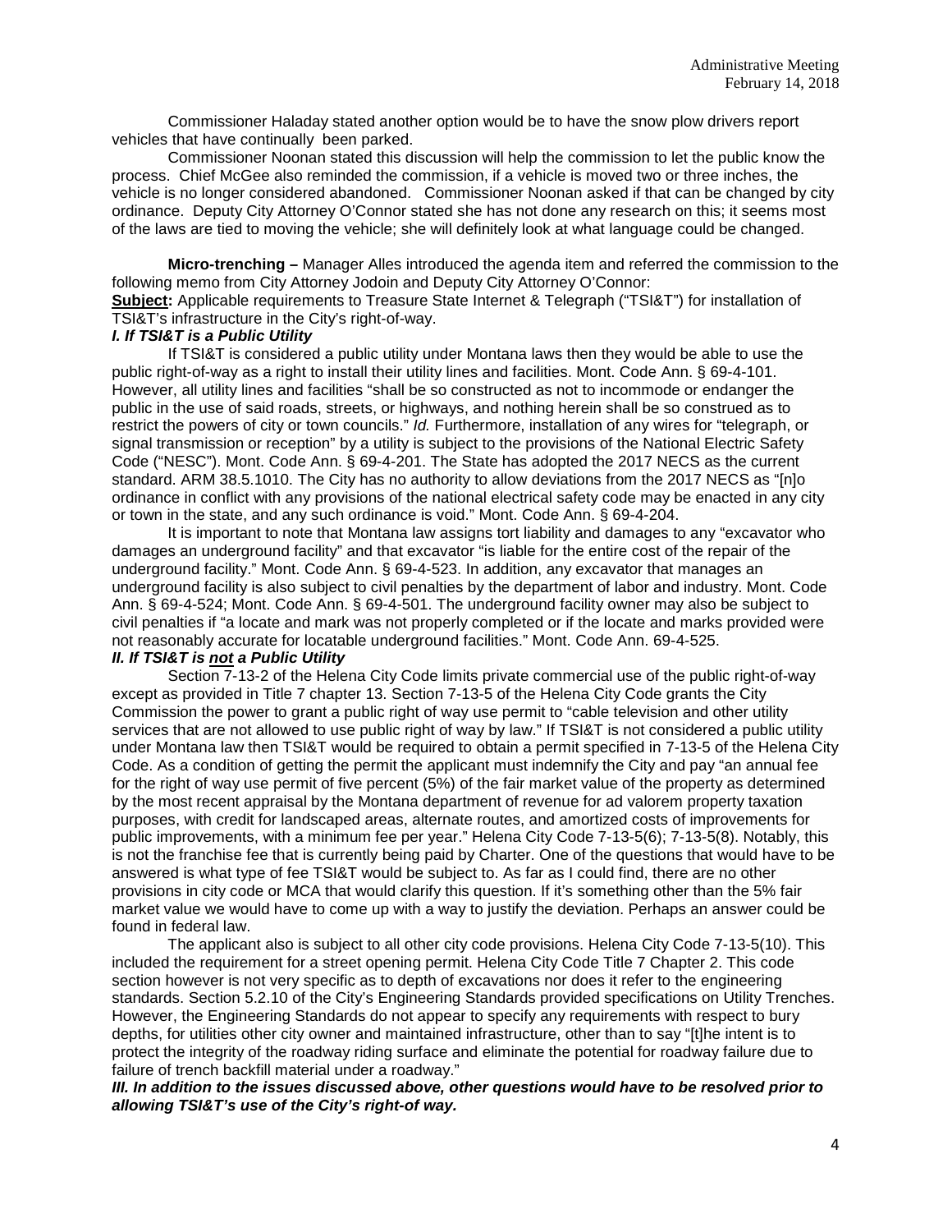Commissioner Haladay stated another option would be to have the snow plow drivers report vehicles that have continually been parked.

Commissioner Noonan stated this discussion will help the commission to let the public know the process. Chief McGee also reminded the commission, if a vehicle is moved two or three inches, the vehicle is no longer considered abandoned. Commissioner Noonan asked if that can be changed by city ordinance. Deputy City Attorney O'Connor stated she has not done any research on this; it seems most of the laws are tied to moving the vehicle; she will definitely look at what language could be changed.

**Micro-trenching –** Manager Alles introduced the agenda item and referred the commission to the following memo from City Attorney Jodoin and Deputy City Attorney O'Connor:

**Subject:** Applicable requirements to Treasure State Internet & Telegraph ("TSI&T") for installation of TSI&T's infrastructure in the City's right-of-way.

***I. If TSI&T is a Public Utility***

If TSI&T is considered a public utility under Montana laws then they would be able to use the public right-of-way as a right to install their utility lines and facilities. Mont. Code Ann. § 69-4-101. However, all utility lines and facilities "shall be so constructed as not to incommode or endanger the public in the use of said roads, streets, or highways, and nothing herein shall be so construed as to restrict the powers of city or town councils." *Id.* Furthermore, installation of any wires for "telegraph, or signal transmission or reception" by a utility is subject to the provisions of the National Electric Safety Code ("NESC"). Mont. Code Ann. § 69-4-201. The State has adopted the 2017 NECS as the current standard. ARM 38.5.1010. The City has no authority to allow deviations from the 2017 NECS as "[n]o ordinance in conflict with any provisions of the national electrical safety code may be enacted in any city or town in the state, and any such ordinance is void." Mont. Code Ann. § 69-4-204.

It is important to note that Montana law assigns tort liability and damages to any "excavator who damages an underground facility" and that excavator "is liable for the entire cost of the repair of the underground facility." Mont. Code Ann. § 69-4-523. In addition, any excavator that manages an underground facility is also subject to civil penalties by the department of labor and industry. Mont. Code Ann. § 69-4-524; Mont. Code Ann. § 69-4-501. The underground facility owner may also be subject to civil penalties if "a locate and mark was not properly completed or if the locate and marks provided were not reasonably accurate for locatable underground facilities." Mont. Code Ann. 69-4-525.

***II. If TSI&T is <u>not</u> a Public Utility***

Section 7-13-2 of the Helena City Code limits private commercial use of the public right-of-way except as provided in Title 7 chapter 13. Section 7-13-5 of the Helena City Code grants the City Commission the power to grant a public right of way use permit to "cable television and other utility services that are not allowed to use public right of way by law." If TSI&T is not considered a public utility under Montana law then TSI&T would be required to obtain a permit specified in 7-13-5 of the Helena City Code. As a condition of getting the permit the applicant must indemnify the City and pay "an annual fee for the right of way use permit of five percent (5%) of the fair market value of the property as determined by the most recent appraisal by the Montana department of revenue for ad valorem property taxation purposes, with credit for landscaped areas, alternate routes, and amortized costs of improvements for public improvements, with a minimum fee per year." Helena City Code 7-13-5(6); 7-13-5(8). Notably, this is not the franchise fee that is currently being paid by Charter. One of the questions that would have to be answered is what type of fee TSI&T would be subject to. As far as I could find, there are no other provisions in city code or MCA that would clarify this question. If it's something other than the 5% fair market value we would have to come up with a way to justify the deviation. Perhaps an answer could be found in federal law.

The applicant also is subject to all other city code provisions. Helena City Code 7-13-5(10). This included the requirement for a street opening permit. Helena City Code Title 7 Chapter 2. This code section however is not very specific as to depth of excavations nor does it refer to the engineering standards. Section 5.2.10 of the City's Engineering Standards provided specifications on Utility Trenches. However, the Engineering Standards do not appear to specify any requirements with respect to bury depths, for utilities other city owner and maintained infrastructure, other than to say "[t]he intent is to protect the integrity of the roadway riding surface and eliminate the potential for roadway failure due to failure of trench backfill material under a roadway."

***III. In addition to the issues discussed above, other questions would have to be resolved prior to allowing TSI&T's use of the City's right-of way.***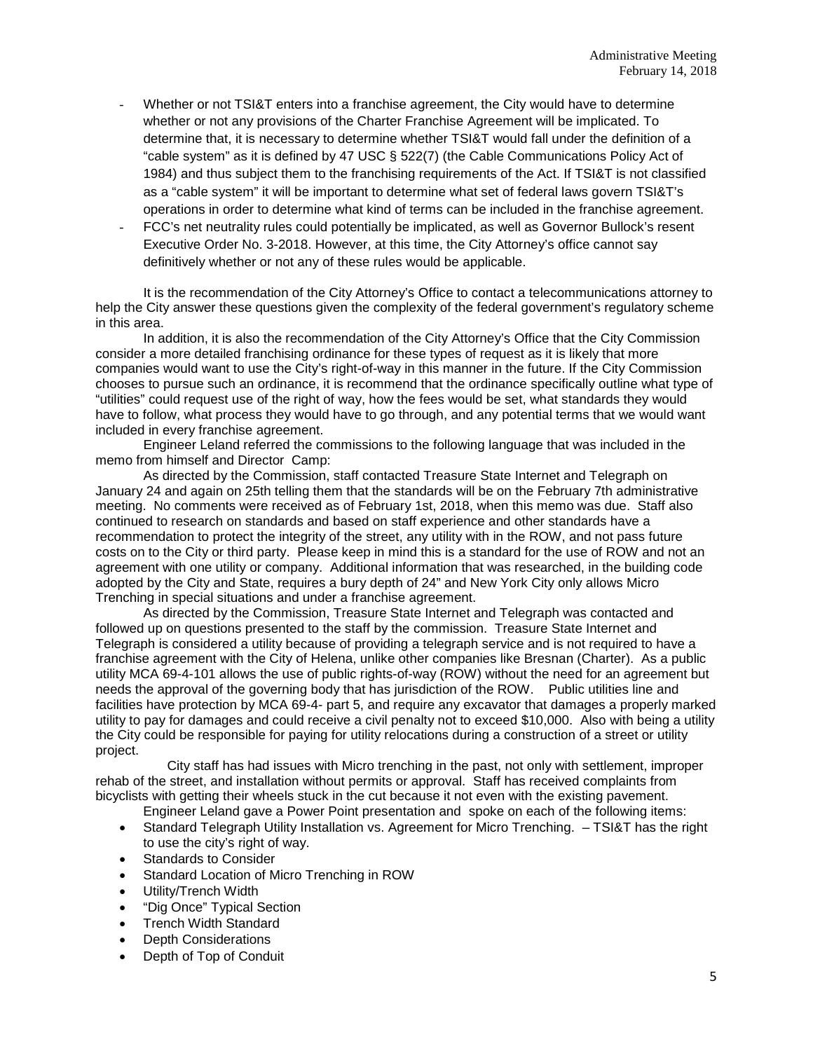- Whether or not TSI&T enters into a franchise agreement, the City would have to determine whether or not any provisions of the Charter Franchise Agreement will be implicated. To determine that, it is necessary to determine whether TSI&T would fall under the definition of a "cable system" as it is defined by 47 USC § 522(7) (the Cable Communications Policy Act of 1984) and thus subject them to the franchising requirements of the Act. If TSI&T is not classified as a "cable system" it will be important to determine what set of federal laws govern TSI&T's operations in order to determine what kind of terms can be included in the franchise agreement.
- FCC's net neutrality rules could potentially be implicated, as well as Governor Bullock's resent Executive Order No. 3-2018. However, at this time, the City Attorney's office cannot say definitively whether or not any of these rules would be applicable.

It is the recommendation of the City Attorney's Office to contact a telecommunications attorney to help the City answer these questions given the complexity of the federal government's regulatory scheme in this area.

In addition, it is also the recommendation of the City Attorney's Office that the City Commission consider a more detailed franchising ordinance for these types of request as it is likely that more companies would want to use the City's right-of-way in this manner in the future. If the City Commission chooses to pursue such an ordinance, it is recommend that the ordinance specifically outline what type of "utilities" could request use of the right of way, how the fees would be set, what standards they would have to follow, what process they would have to go through, and any potential terms that we would want included in every franchise agreement.

Engineer Leland referred the commissions to the following language that was included in the memo from himself and Director Camp:

As directed by the Commission, staff contacted Treasure State Internet and Telegraph on January 24 and again on 25th telling them that the standards will be on the February 7th administrative meeting. No comments were received as of February 1st, 2018, when this memo was due. Staff also continued to research on standards and based on staff experience and other standards have a recommendation to protect the integrity of the street, any utility with in the ROW, and not pass future costs on to the City or third party. Please keep in mind this is a standard for the use of ROW and not an agreement with one utility or company. Additional information that was researched, in the building code adopted by the City and State, requires a bury depth of 24" and New York City only allows Micro Trenching in special situations and under a franchise agreement.

As directed by the Commission, Treasure State Internet and Telegraph was contacted and followed up on questions presented to the staff by the commission. Treasure State Internet and Telegraph is considered a utility because of providing a telegraph service and is not required to have a franchise agreement with the City of Helena, unlike other companies like Bresnan (Charter). As a public utility MCA 69-4-101 allows the use of public rights-of-way (ROW) without the need for an agreement but needs the approval of the governing body that has jurisdiction of the ROW. Public utilities line and facilities have protection by MCA 69-4- part 5, and require any excavator that damages a properly marked utility to pay for damages and could receive a civil penalty not to exceed $10,000. Also with being a utility the City could be responsible for paying for utility relocations during a construction of a street or utility project.

City staff has had issues with Micro trenching in the past, not only with settlement, improper rehab of the street, and installation without permits or approval. Staff has received complaints from bicyclists with getting their wheels stuck in the cut because it not even with the existing pavement.

Engineer Leland gave a Power Point presentation and spoke on each of the following items:

- Standard Telegraph Utility Installation vs. Agreement for Micro Trenching. – TSI&T has the right to use the city's right of way.
- Standards to Consider
- Standard Location of Micro Trenching in ROW
- Utility/Trench Width
- "Dig Once" Typical Section
- Trench Width Standard
- Depth Considerations
- Depth of Top of Conduit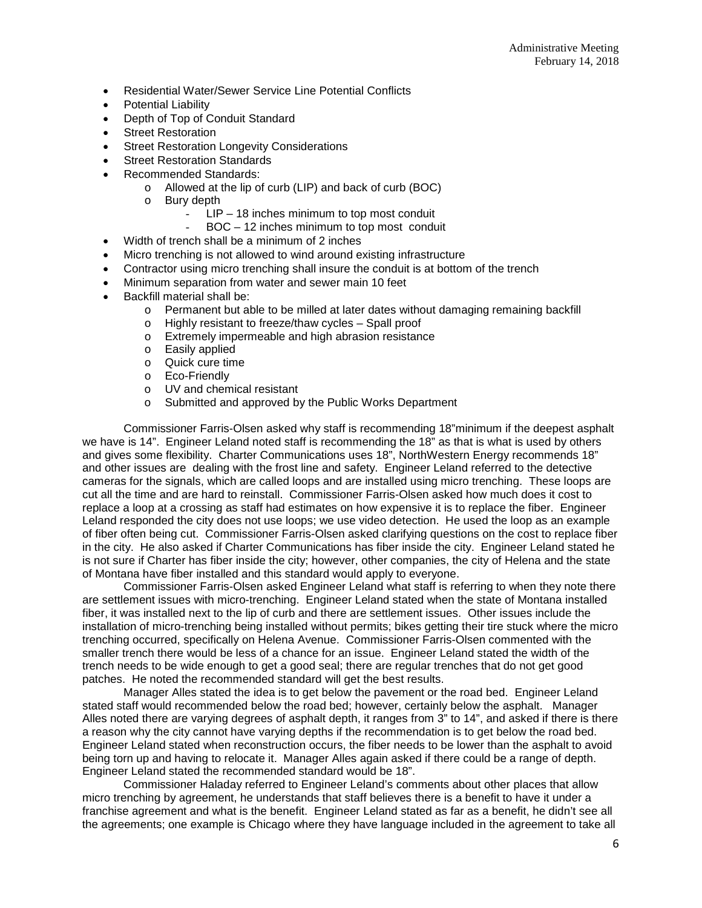- Residential Water/Sewer Service Line Potential Conflicts
- Potential Liability
- Depth of Top of Conduit Standard
- Street Restoration
- Street Restoration Longevity Considerations
- Street Restoration Standards
- Recommended Standards:
    - Allowed at the lip of curb (LIP) and back of curb (BOC)
    - Bury depth
        - LIP – 18 inches minimum to top most conduit
        - BOC – 12 inches minimum to top most conduit
- Width of trench shall be a minimum of 2 inches
- Micro trenching is not allowed to wind around existing infrastructure
- Contractor using micro trenching shall insure the conduit is at bottom of the trench
- Minimum separation from water and sewer main 10 feet
- Backfill material shall be:
    - Permanent but able to be milled at later dates without damaging remaining backfill
    - Highly resistant to freeze/thaw cycles – Spall proof
    - Extremely impermeable and high abrasion resistance
    - Easily applied
    - Quick cure time
    - Eco-Friendly
    - UV and chemical resistant
    - Submitted and approved by the Public Works Department

Commissioner Farris-Olsen asked why staff is recommending 18"minimum if the deepest asphalt we have is 14". Engineer Leland noted staff is recommending the 18" as that is what is used by others and gives some flexibility. Charter Communications uses 18", NorthWestern Energy recommends 18" and other issues are dealing with the frost line and safety. Engineer Leland referred to the detective cameras for the signals, which are called loops and are installed using micro trenching. These loops are cut all the time and are hard to reinstall. Commissioner Farris-Olsen asked how much does it cost to replace a loop at a crossing as staff had estimates on how expensive it is to replace the fiber. Engineer Leland responded the city does not use loops; we use video detection. He used the loop as an example of fiber often being cut. Commissioner Farris-Olsen asked clarifying questions on the cost to replace fiber in the city. He also asked if Charter Communications has fiber inside the city. Engineer Leland stated he is not sure if Charter has fiber inside the city; however, other companies, the city of Helena and the state of Montana have fiber installed and this standard would apply to everyone.

Commissioner Farris-Olsen asked Engineer Leland what staff is referring to when they note there are settlement issues with micro-trenching. Engineer Leland stated when the state of Montana installed fiber, it was installed next to the lip of curb and there are settlement issues. Other issues include the installation of micro-trenching being installed without permits; bikes getting their tire stuck where the micro trenching occurred, specifically on Helena Avenue. Commissioner Farris-Olsen commented with the smaller trench there would be less of a chance for an issue. Engineer Leland stated the width of the trench needs to be wide enough to get a good seal; there are regular trenches that do not get good patches. He noted the recommended standard will get the best results.

Manager Alles stated the idea is to get below the pavement or the road bed. Engineer Leland stated staff would recommended below the road bed; however, certainly below the asphalt. Manager Alles noted there are varying degrees of asphalt depth, it ranges from 3" to 14", and asked if there is there a reason why the city cannot have varying depths if the recommendation is to get below the road bed. Engineer Leland stated when reconstruction occurs, the fiber needs to be lower than the asphalt to avoid being torn up and having to relocate it. Manager Alles again asked if there could be a range of depth. Engineer Leland stated the recommended standard would be 18".

Commissioner Haladay referred to Engineer Leland's comments about other places that allow micro trenching by agreement, he understands that staff believes there is a benefit to have it under a franchise agreement and what is the benefit. Engineer Leland stated as far as a benefit, he didn't see all the agreements; one example is Chicago where they have language included in the agreement to take all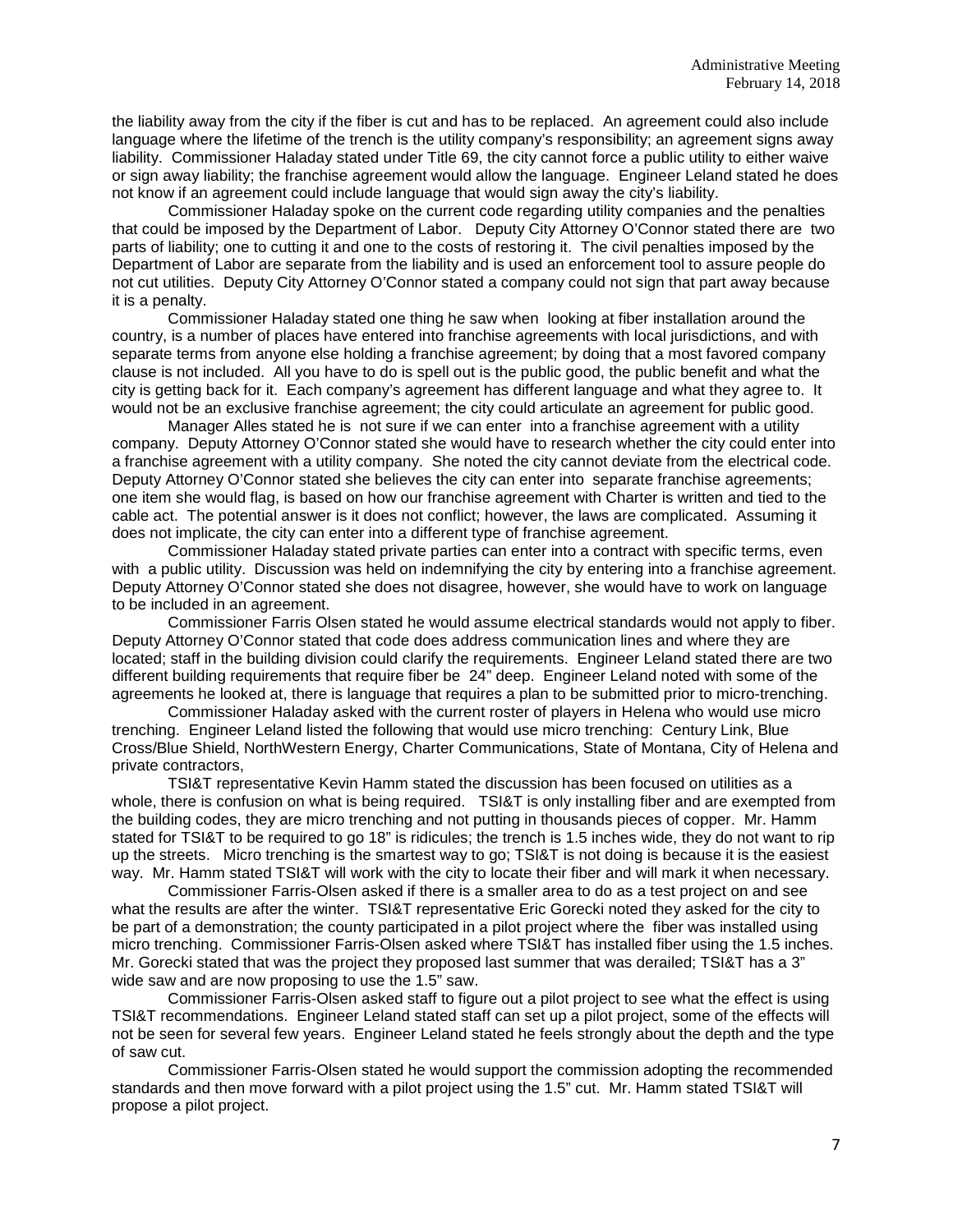the liability away from the city if the fiber is cut and has to be replaced. An agreement could also include language where the lifetime of the trench is the utility company's responsibility; an agreement signs away liability. Commissioner Haladay stated under Title 69, the city cannot force a public utility to either waive or sign away liability; the franchise agreement would allow the language. Engineer Leland stated he does not know if an agreement could include language that would sign away the city's liability.

Commissioner Haladay spoke on the current code regarding utility companies and the penalties that could be imposed by the Department of Labor. Deputy City Attorney O'Connor stated there are two parts of liability; one to cutting it and one to the costs of restoring it. The civil penalties imposed by the Department of Labor are separate from the liability and is used an enforcement tool to assure people do not cut utilities. Deputy City Attorney O'Connor stated a company could not sign that part away because it is a penalty.

Commissioner Haladay stated one thing he saw when looking at fiber installation around the country, is a number of places have entered into franchise agreements with local jurisdictions, and with separate terms from anyone else holding a franchise agreement; by doing that a most favored company clause is not included. All you have to do is spell out is the public good, the public benefit and what the city is getting back for it. Each company's agreement has different language and what they agree to. It would not be an exclusive franchise agreement; the city could articulate an agreement for public good.

Manager Alles stated he is not sure if we can enter into a franchise agreement with a utility company. Deputy Attorney O'Connor stated she would have to research whether the city could enter into a franchise agreement with a utility company. She noted the city cannot deviate from the electrical code. Deputy Attorney O'Connor stated she believes the city can enter into separate franchise agreements; one item she would flag, is based on how our franchise agreement with Charter is written and tied to the cable act. The potential answer is it does not conflict; however, the laws are complicated. Assuming it does not implicate, the city can enter into a different type of franchise agreement.

Commissioner Haladay stated private parties can enter into a contract with specific terms, even with a public utility. Discussion was held on indemnifying the city by entering into a franchise agreement. Deputy Attorney O'Connor stated she does not disagree, however, she would have to work on language to be included in an agreement.

Commissioner Farris Olsen stated he would assume electrical standards would not apply to fiber. Deputy Attorney O'Connor stated that code does address communication lines and where they are located; staff in the building division could clarify the requirements. Engineer Leland stated there are two different building requirements that require fiber be 24" deep. Engineer Leland noted with some of the agreements he looked at, there is language that requires a plan to be submitted prior to micro-trenching.

Commissioner Haladay asked with the current roster of players in Helena who would use micro trenching. Engineer Leland listed the following that would use micro trenching: Century Link, Blue Cross/Blue Shield, NorthWestern Energy, Charter Communications, State of Montana, City of Helena and private contractors,

TSI&T representative Kevin Hamm stated the discussion has been focused on utilities as a whole, there is confusion on what is being required. TSI&T is only installing fiber and are exempted from the building codes, they are micro trenching and not putting in thousands pieces of copper. Mr. Hamm stated for TSI&T to be required to go 18" is ridicules; the trench is 1.5 inches wide, they do not want to rip up the streets. Micro trenching is the smartest way to go; TSI&T is not doing is because it is the easiest way. Mr. Hamm stated TSI&T will work with the city to locate their fiber and will mark it when necessary.

Commissioner Farris-Olsen asked if there is a smaller area to do as a test project on and see what the results are after the winter. TSI&T representative Eric Gorecki noted they asked for the city to be part of a demonstration; the county participated in a pilot project where the fiber was installed using micro trenching. Commissioner Farris-Olsen asked where TSI&T has installed fiber using the 1.5 inches. Mr. Gorecki stated that was the project they proposed last summer that was derailed; TSI&T has a 3" wide saw and are now proposing to use the 1.5" saw.

Commissioner Farris-Olsen asked staff to figure out a pilot project to see what the effect is using TSI&T recommendations. Engineer Leland stated staff can set up a pilot project, some of the effects will not be seen for several few years. Engineer Leland stated he feels strongly about the depth and the type of saw cut.

Commissioner Farris-Olsen stated he would support the commission adopting the recommended standards and then move forward with a pilot project using the 1.5" cut. Mr. Hamm stated TSI&T will propose a pilot project.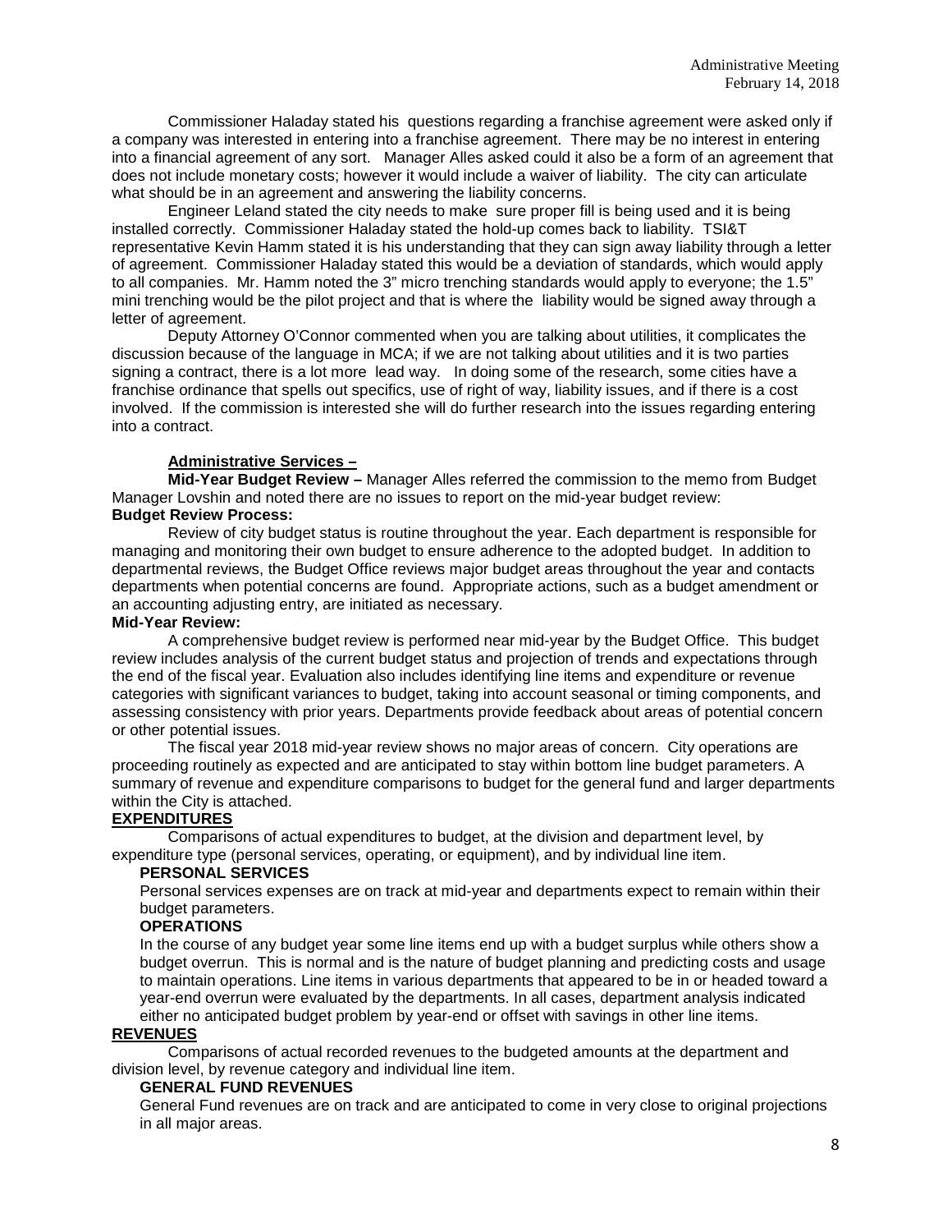Commissioner Haladay stated his questions regarding a franchise agreement were asked only if a company was interested in entering into a franchise agreement. There may be no interest in entering into a financial agreement of any sort. Manager Alles asked could it also be a form of an agreement that does not include monetary costs; however it would include a waiver of liability. The city can articulate what should be in an agreement and answering the liability concerns.

Engineer Leland stated the city needs to make sure proper fill is being used and it is being installed correctly. Commissioner Haladay stated the hold-up comes back to liability. TSI&T representative Kevin Hamm stated it is his understanding that they can sign away liability through a letter of agreement. Commissioner Haladay stated this would be a deviation of standards, which would apply to all companies. Mr. Hamm noted the 3" micro trenching standards would apply to everyone; the 1.5" mini trenching would be the pilot project and that is where the liability would be signed away through a letter of agreement.

Deputy Attorney O'Connor commented when you are talking about utilities, it complicates the discussion because of the language in MCA; if we are not talking about utilities and it is two parties signing a contract, there is a lot more lead way. In doing some of the research, some cities have a franchise ordinance that spells out specifics, use of right of way, liability issues, and if there is a cost involved. If the commission is interested she will do further research into the issues regarding entering into a contract.

**Administrative Services –**

**Mid-Year Budget Review –** Manager Alles referred the commission to the memo from Budget Manager Lovshin and noted there are no issues to report on the mid-year budget review:

**Budget Review Process:**

Review of city budget status is routine throughout the year. Each department is responsible for managing and monitoring their own budget to ensure adherence to the adopted budget. In addition to departmental reviews, the Budget Office reviews major budget areas throughout the year and contacts departments when potential concerns are found. Appropriate actions, such as a budget amendment or an accounting adjusting entry, are initiated as necessary.

**Mid-Year Review:**

A comprehensive budget review is performed near mid-year by the Budget Office. This budget review includes analysis of the current budget status and projection of trends and expectations through the end of the fiscal year. Evaluation also includes identifying line items and expenditure or revenue categories with significant variances to budget, taking into account seasonal or timing components, and assessing consistency with prior years. Departments provide feedback about areas of potential concern or other potential issues.

The fiscal year 2018 mid-year review shows no major areas of concern. City operations are proceeding routinely as expected and are anticipated to stay within bottom line budget parameters. A summary of revenue and expenditure comparisons to budget for the general fund and larger departments within the City is attached.

**EXPENDITURES**

Comparisons of actual expenditures to budget, at the division and department level, by expenditure type (personal services, operating, or equipment), and by individual line item.

**PERSONAL SERVICES**

Personal services expenses are on track at mid-year and departments expect to remain within their budget parameters.

**OPERATIONS**

In the course of any budget year some line items end up with a budget surplus while others show a budget overrun. This is normal and is the nature of budget planning and predicting costs and usage to maintain operations. Line items in various departments that appeared to be in or headed toward a year-end overrun were evaluated by the departments. In all cases, department analysis indicated either no anticipated budget problem by year-end or offset with savings in other line items.

**REVENUES**

Comparisons of actual recorded revenues to the budgeted amounts at the department and division level, by revenue category and individual line item.

**GENERAL FUND REVENUES**

General Fund revenues are on track and are anticipated to come in very close to original projections in all major areas.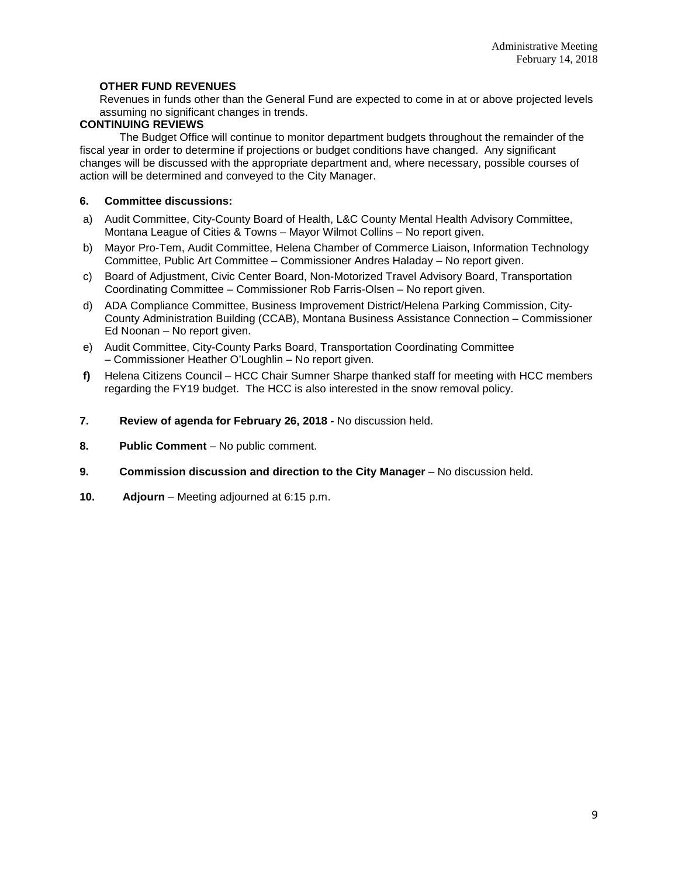**OTHER FUND REVENUES**

Revenues in funds other than the General Fund are expected to come in at or above projected levels assuming no significant changes in trends.

**CONTINUING REVIEWS**

The Budget Office will continue to monitor department budgets throughout the remainder of the fiscal year in order to determine if projections or budget conditions have changed. Any significant changes will be discussed with the appropriate department and, where necessary, possible courses of action will be determined and conveyed to the City Manager.

**6. Committee discussions:**

a) Audit Committee, City-County Board of Health, L&C County Mental Health Advisory Committee, Montana League of Cities & Towns – Mayor Wilmot Collins – No report given.

b) Mayor Pro-Tem, Audit Committee, Helena Chamber of Commerce Liaison, Information Technology Committee, Public Art Committee – Commissioner Andres Haladay – No report given.

c) Board of Adjustment, Civic Center Board, Non-Motorized Travel Advisory Board, Transportation Coordinating Committee – Commissioner Rob Farris-Olsen – No report given.

d) ADA Compliance Committee, Business Improvement District/Helena Parking Commission, City-County Administration Building (CCAB), Montana Business Assistance Connection – Commissioner Ed Noonan – No report given.

e) Audit Committee, City-County Parks Board, Transportation Coordinating Committee – Commissioner Heather O'Loughlin – No report given.

**f)** Helena Citizens Council – HCC Chair Sumner Sharpe thanked staff for meeting with HCC members regarding the FY19 budget. The HCC is also interested in the snow removal policy.

**7. Review of agenda for February 26, 2018 -** No discussion held.

**8. Public Comment** – No public comment.

**9. Commission discussion and direction to the City Manager** – No discussion held.

**10. Adjourn** – Meeting adjourned at 6:15 p.m.